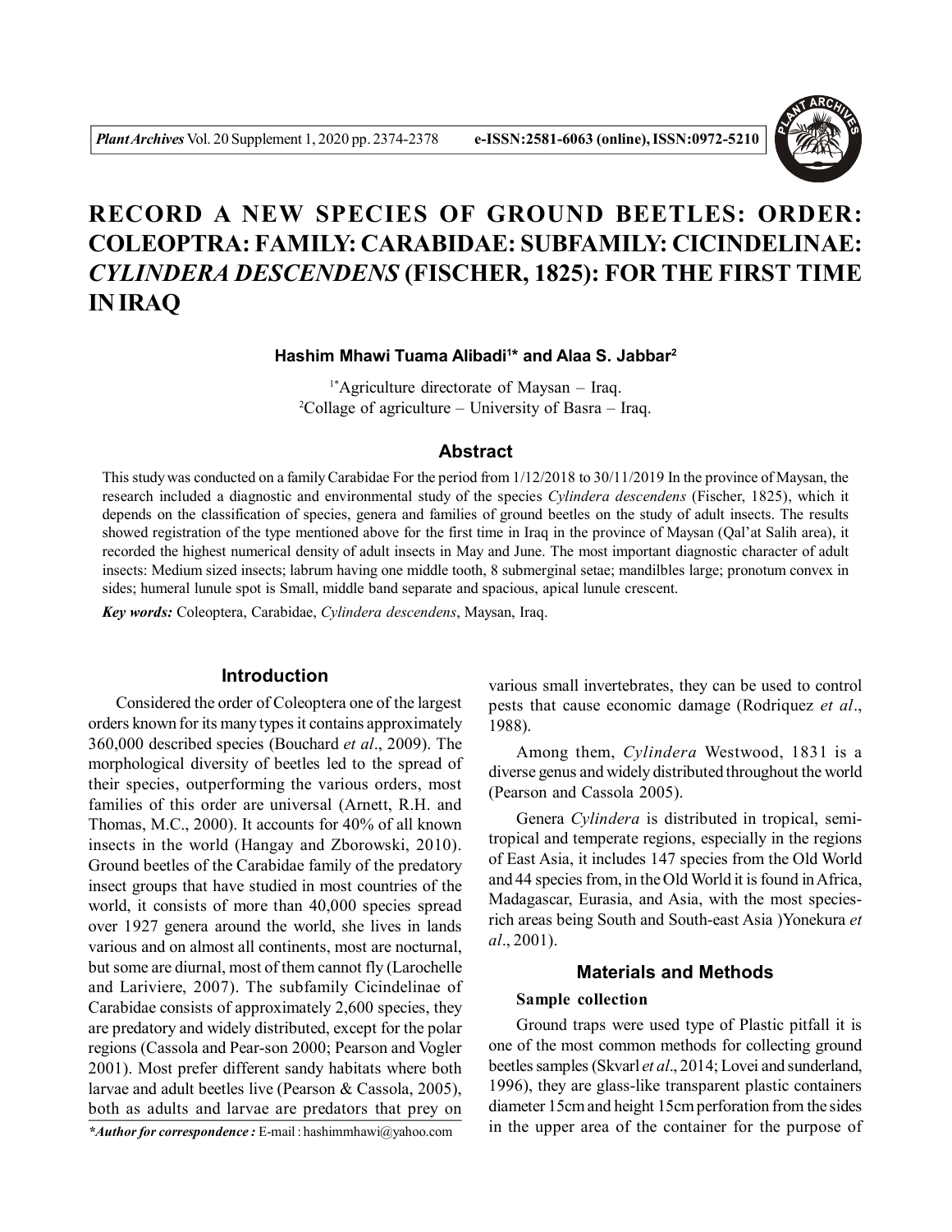# RECORD A NEW SPECIES OF GROUND BEETLES: ORDER: COLEOPTRA: FAMILY: CARABIDAE: SUBFAMILY: CICINDELINAE: *CYLINDERA DESCENDENS* (FISCHER, 1825): FOR THE FIRST TIME IN IRAQ

**Hashim Mhawi Tuama Alibadi[1]* and Alaa S. Jabbar[2]**

[1*]Agriculture directorate of Maysan – Iraq.
[2]Collage of agriculture – University of Basra – Iraq.

## Abstract

This study was conducted on a family Carabidae For the period from 1/12/2018 to 30/11/2019 In the province of Maysan, the research included a diagnostic and environmental study of the species *Cylindera descendens* (Fischer, 1825), which it depends on the classification of species, genera and families of ground beetles on the study of adult insects. The results showed registration of the type mentioned above for the first time in Iraq in the province of Maysan (Qal'at Salih area), it recorded the highest numerical density of adult insects in May and June. The most important diagnostic character of adult insects: Medium sized insects; labrum having one middle tooth, 8 submerginal setae; mandilbles large; pronotum convex in sides; humeral lunule spot is Small, middle band separate and spacious, apical lunule crescent.

***Key words:*** Coleoptera, Carabidae, *Cylindera descendens*, Maysan, Iraq.

## Introduction

Considered the order of Coleoptera one of the largest orders known for its many types it contains approximately 360,000 described species (Bouchard *et al*., 2009). The morphological diversity of beetles led to the spread of their species, outperforming the various orders, most families of this order are universal (Arnett, R.H. and Thomas, M.C., 2000). It accounts for 40% of all known insects in the world (Hangay and Zborowski, 2010). Ground beetles of the Carabidae family of the predatory insect groups that have studied in most countries of the world, it consists of more than 40,000 species spread over 1927 genera around the world, she lives in lands various and on almost all continents, most are nocturnal, but some are diurnal, most of them cannot fly (Larochelle and Lariviere, 2007). The subfamily Cicindelinae of Carabidae consists of approximately 2,600 species, they are predatory and widely distributed, except for the polar regions (Cassola and Pear-son 2000; Pearson and Vogler 2001). Most prefer different sandy habitats where both larvae and adult beetles live (Pearson & Cassola, 2005), both as adults and larvae are predators that prey on various small invertebrates, they can be used to control pests that cause economic damage (Rodriquez *et al*., 1988).

Among them, *Cylindera* Westwood, 1831 is a diverse genus and widely distributed throughout the world (Pearson and Cassola 2005).

Genera *Cylindera* is distributed in tropical, semi-tropical and temperate regions, especially in the regions of East Asia, it includes 147 species from the Old World and 44 species from, in the Old World it is found in Africa, Madagascar, Eurasia, and Asia, with the most species-rich areas being South and South-east Asia )Yonekura *et al*., 2001).

## Materials and Methods

### Sample collection

Ground traps were used type of Plastic pitfall it is one of the most common methods for collecting ground beetles samples (Skvarl *et al*., 2014; Lovei and sunderland, 1996), they are glass-like transparent plastic containers diameter 15cm and height 15cm perforation from the sides in the upper area of the container for the purpose of

**\*Author for correspondence :** E-mail : hashimmhawi@yahoo.com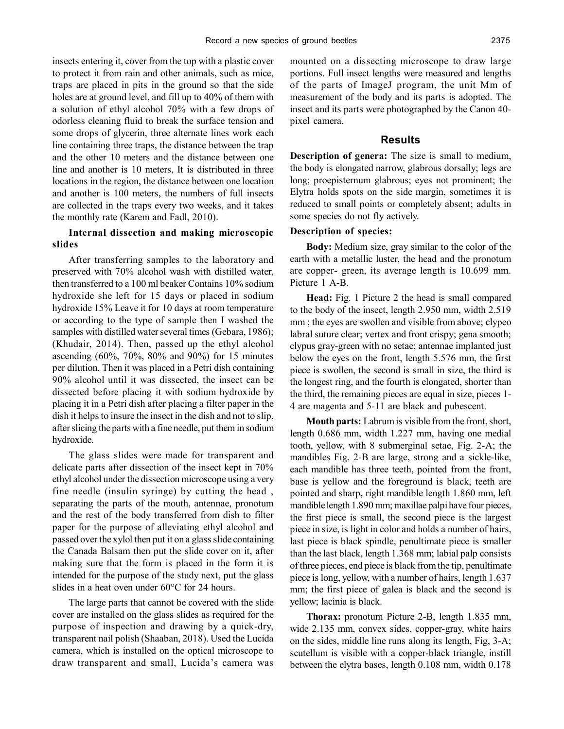insects entering it, cover from the top with a plastic cover to protect it from rain and other animals, such as mice, traps are placed in pits in the ground so that the side holes are at ground level, and fill up to 40% of them with a solution of ethyl alcohol 70% with a few drops of odorless cleaning fluid to break the surface tension and some drops of glycerin, three alternate lines work each line containing three traps, the distance between the trap and the other 10 meters and the distance between one line and another is 10 meters, It is distributed in three locations in the region, the distance between one location and another is 100 meters, the numbers of full insects are collected in the traps every two weeks, and it takes the monthly rate (Karem and Fadl, 2010).

### Internal dissection and making microscopic slides

After transferring samples to the laboratory and preserved with 70% alcohol wash with distilled water, then transferred to a 100 ml beaker Contains 10% sodium hydroxide she left for 15 days or placed in sodium hydroxide 15% Leave it for 10 days at room temperature or according to the type of sample then I washed the samples with distilled water several times (Gebara, 1986); (Khudair, 2014). Then, passed up the ethyl alcohol ascending (60%, 70%, 80% and 90%) for 15 minutes per dilution. Then it was placed in a Petri dish containing 90% alcohol until it was dissected, the insect can be dissected before placing it with sodium hydroxide by placing it in a Petri dish after placing a filter paper in the dish it helps to insure the insect in the dish and not to slip, after slicing the parts with a fine needle, put them in sodium hydroxide.

The glass slides were made for transparent and delicate parts after dissection of the insect kept in 70% ethyl alcohol under the dissection microscope using a very fine needle (insulin syringe) by cutting the head , separating the parts of the mouth, antennae, pronotum and the rest of the body transferred from dish to filter paper for the purpose of alleviating ethyl alcohol and passed over the xylol then put it on a glass slide containing the Canada Balsam then put the slide cover on it, after making sure that the form is placed in the form it is intended for the purpose of the study next, put the glass slides in a heat oven under 60°C for 24 hours.

The large parts that cannot be covered with the slide cover are installed on the glass slides as required for the purpose of inspection and drawing by a quick-dry, transparent nail polish (Shaaban, 2018). Used the Lucida camera, which is installed on the optical microscope to draw transparent and small, Lucida's camera was mounted on a dissecting microscope to draw large portions. Full insect lengths were measured and lengths of the parts of ImageJ program, the unit Mm of measurement of the body and its parts is adopted. The insect and its parts were photographed by the Canon 40-pixel camera.

## Results

**Description of genera:** The size is small to medium, the body is elongated narrow, glabrous dorsally; legs are long; proepisternum glabrous; eyes not prominent; the Elytra holds spots on the side margin, sometimes it is reduced to small points or completely absent; adults in some species do not fly actively.

**Description of species:**

**Body:** Medium size, gray similar to the color of the earth with a metallic luster, the head and the pronotum are copper- green, its average length is 10.699 mm. Picture 1 A-B.

**Head:** Fig. 1 Picture 2 the head is small compared to the body of the insect, length 2.950 mm, width 2.519 mm ; the eyes are swollen and visible from above; clypeo labral suture clear; vertex and front crispy; gena smooth; clypus gray-green with no setae; antennae implanted just below the eyes on the front, length 5.576 mm, the first piece is swollen, the second is small in size, the third is the longest ring, and the fourth is elongated, shorter than the third, the remaining pieces are equal in size, pieces 1-4 are magenta and 5-11 are black and pubescent.

**Mouth parts:** Labrum is visible from the front, short, length 0.686 mm, width 1.227 mm, having one medial tooth, yellow, with 8 submerginal setae, Fig. 2-A; the mandibles Fig. 2-B are large, strong and a sickle-like, each mandible has three teeth, pointed from the front, base is yellow and the foreground is black, teeth are pointed and sharp, right mandible length 1.860 mm, left mandible length 1.890 mm; maxillae palpi have four pieces, the first piece is small, the second piece is the largest piece in size, is light in color and holds a number of hairs, last piece is black spindle, penultimate piece is smaller than the last black, length 1.368 mm; labial palp consists of three pieces, end piece is black from the tip, penultimate piece is long, yellow, with a number of hairs, length 1.637 mm; the first piece of galea is black and the second is yellow; lacinia is black.

**Thorax:** pronotum Picture 2-B, length 1.835 mm, wide 2.135 mm, convex sides, copper-gray, white hairs on the sides, middle line runs along its length, Fig, 3-A; scutellum is visible with a copper-black triangle, instill between the elytra bases, length 0.108 mm, width 0.178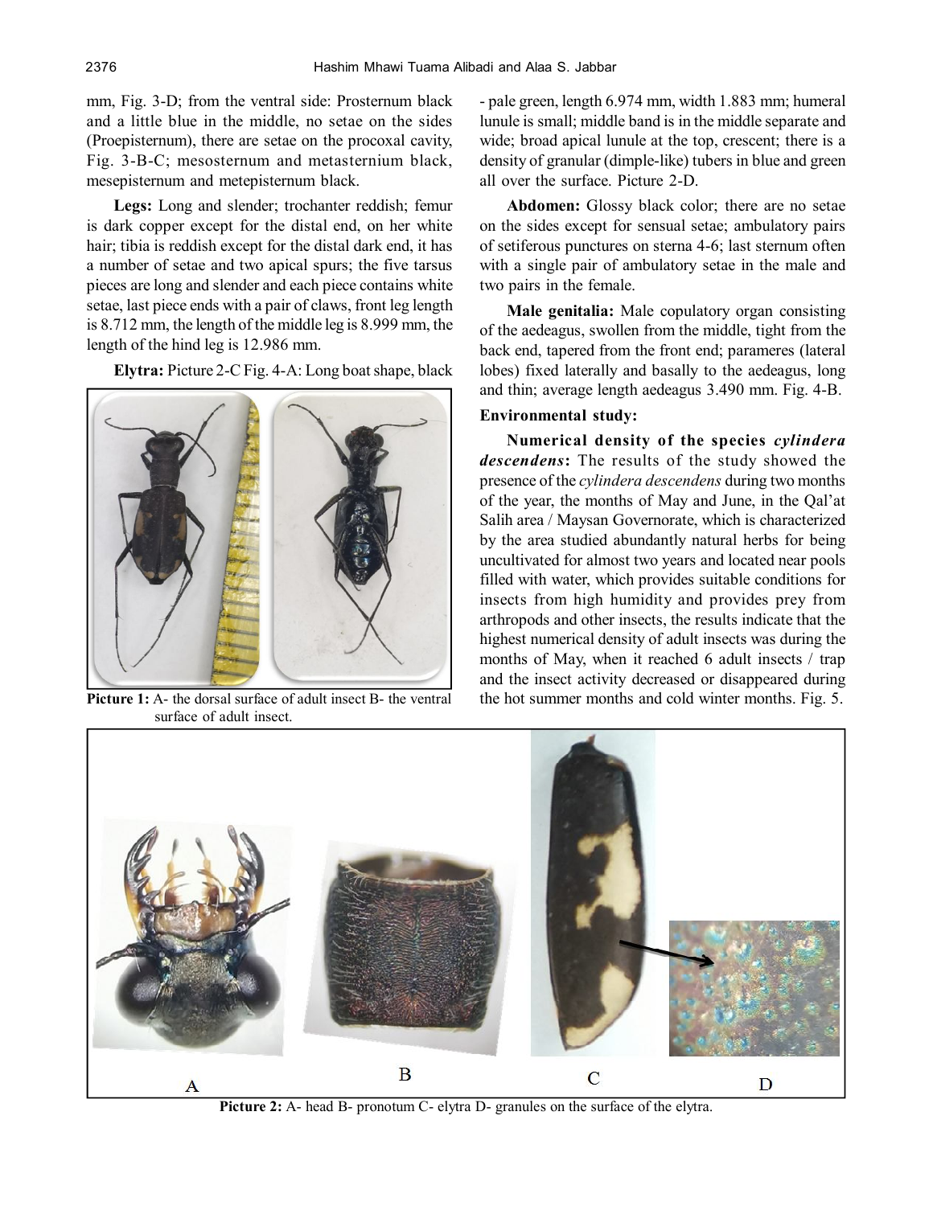mm, Fig. 3-D; from the ventral side: Prosternum black and a little blue in the middle, no setae on the sides (Proepisternum), there are setae on the procoxal cavity, Fig. 3-B-C; mesosternum and metasternium black, mesepisternum and metepisternum black.

**Legs:** Long and slender; trochanter reddish; femur is dark copper except for the distal end, on her white hair; tibia is reddish except for the distal dark end, it has a number of setae and two apical spurs; the five tarsus pieces are long and slender and each piece contains white setae, last piece ends with a pair of claws, front leg length is 8.712 mm, the length of the middle leg is 8.999 mm, the length of the hind leg is 12.986 mm.

**Elytra:** Picture 2-C Fig. 4-A: Long boat shape, black - pale green, length 6.974 mm, width 1.883 mm; humeral lunule is small; middle band is in the middle separate and wide; broad apical lunule at the top, crescent; there is a density of granular (dimple-like) tubers in blue and green all over the surface. Picture 2-D.

**Picture 1:** A- the dorsal surface of adult insect B- the ventral surface of adult insect.

**Abdomen:** Glossy black color; there are no setae on the sides except for sensual setae; ambulatory pairs of setiferous punctures on sterna 4-6; last sternum often with a single pair of ambulatory setae in the male and two pairs in the female.

**Male genitalia:** Male copulatory organ consisting of the aedeagus, swollen from the middle, tight from the back end, tapered from the front end; parameres (lateral lobes) fixed laterally and basally to the aedeagus, long and thin; average length aedeagus 3.490 mm. Fig. 4-B.

**Environmental study:**

**Numerical density of the species *cylindera descendens*:** The results of the study showed the presence of the *cylindera descendens* during two months of the year, the months of May and June, in the Qal'at Salih area / Maysan Governorate, which is characterized by the area studied abundantly natural herbs for being uncultivated for almost two years and located near pools filled with water, which provides suitable conditions for insects from high humidity and provides prey from arthropods and other insects, the results indicate that the highest numerical density of adult insects was during the months of May, when it reached 6 adult insects / trap and the insect activity decreased or disappeared during the hot summer months and cold winter months. Fig. 5.

**Picture 2:** A- head B- pronotum C- elytra D- granules on the surface of the elytra.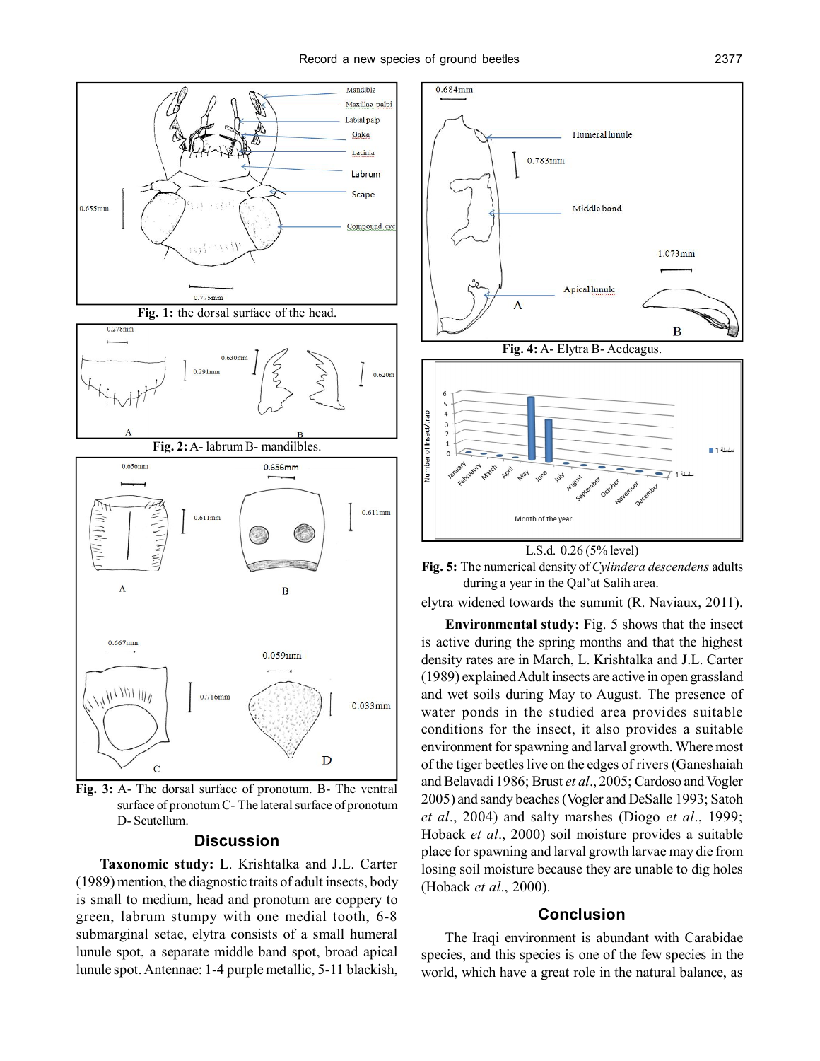Fig. 1: the dorsal surface of the head.

Fig. 2: A- labrum B- mandilbles.

Fig. 3: A- The dorsal surface of pronotum. B- The ventral surface of pronotum C- The lateral surface of pronotum D- Scutellum.

## Discussion

**Taxonomic study:** L. Krishtalka and J.L. Carter (1989) mention, the diagnostic traits of adult insects, body is small to medium, head and pronotum are coppery to green, labrum stumpy with one medial tooth, 6-8 submarginal setae, elytra consists of a small humeral lunule spot, a separate middle band spot, broad apical lunule spot. Antennae: 1-4 purple metallic, 5-11 blackish, elytra widened towards the summit (R. Naviaux, 2011).

Fig. 4: A- Elytra B- Aedeagus.

L.S.d. 0.26 (5% level)

**Fig. 5:** The numerical density of *Cylindera descendens* adults during a year in the Qal'at Salih area.

**Environmental study:** Fig. 5 shows that the insect is active during the spring months and that the highest density rates are in March, L. Krishtalka and J.L. Carter (1989) explained Adult insects are active in open grassland and wet soils during May to August. The presence of water ponds in the studied area provides suitable conditions for the insect, it also provides a suitable environment for spawning and larval growth. Where most of the tiger beetles live on the edges of rivers (Ganeshaiah and Belavadi 1986; Brust *et al*., 2005; Cardoso and Vogler 2005) and sandy beaches (Vogler and DeSalle 1993; Satoh *et al*., 2004) and salty marshes (Diogo *et al*., 1999; Hoback *et al*., 2000) soil moisture provides a suitable place for spawning and larval growth larvae may die from losing soil moisture because they are unable to dig holes (Hoback *et al*., 2000).

## Conclusion

The Iraqi environment is abundant with Carabidae species, and this species is one of the few species in the world, which have a great role in the natural balance, as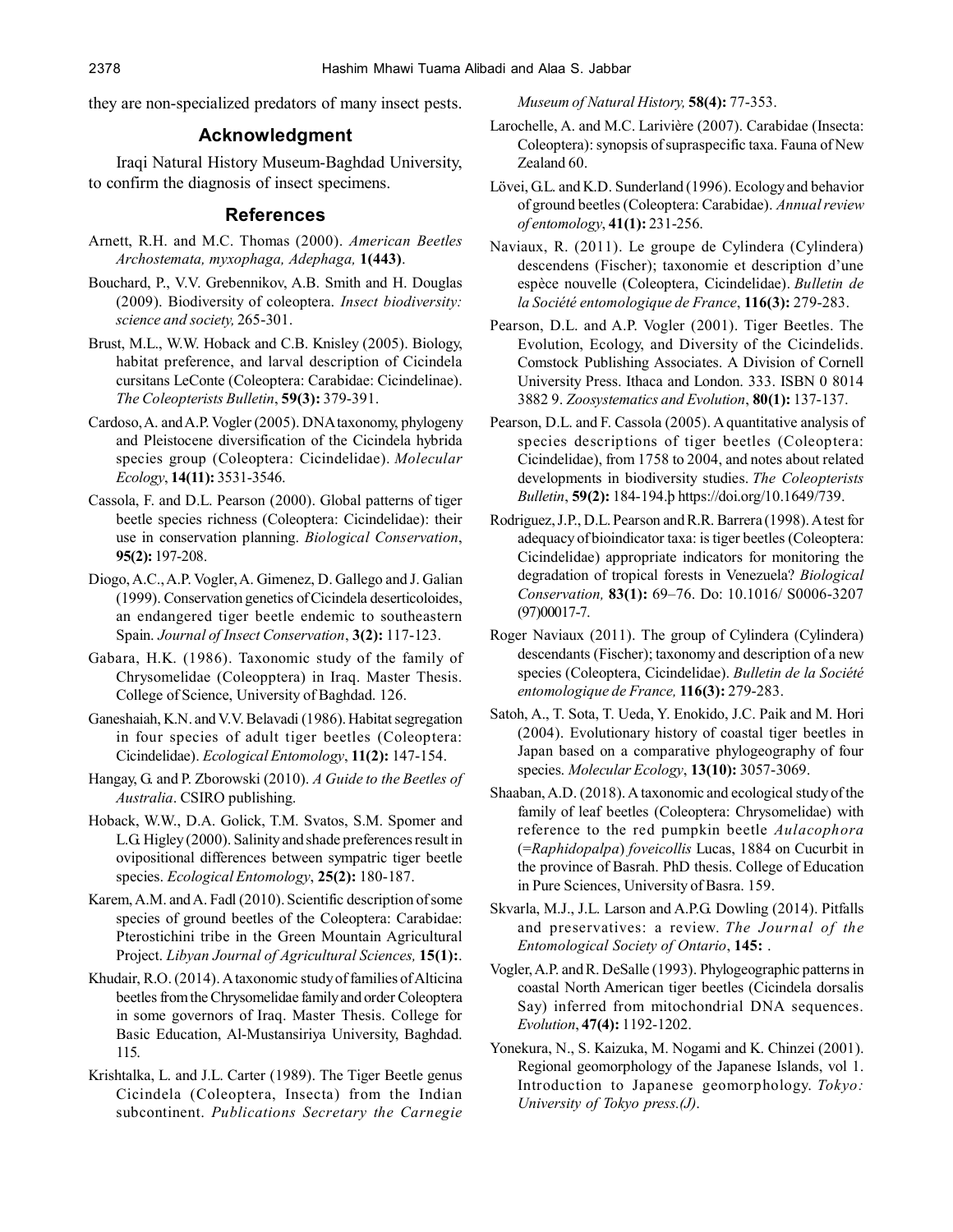they are non-specialized predators of many insect pests.

## Acknowledgment

Iraqi Natural History Museum-Baghdad University, to confirm the diagnosis of insect specimens.

## References

Arnett, R.H. and M.C. Thomas (2000). *American Beetles Archostemata, myxophaga, Adephaga,* **1(443)**.

Bouchard, P., V.V. Grebennikov, A.B. Smith and H. Douglas (2009). Biodiversity of coleoptera. *Insect biodiversity: science and society,* 265-301.

Brust, M.L., W.W. Hoback and C.B. Knisley (2005). Biology, habitat preference, and larval description of Cicindela cursitans LeConte (Coleoptera: Carabidae: Cicindelinae). *The Coleopterists Bulletin*, **59(3):** 379-391.

Cardoso, A. and A.P. Vogler (2005). DNA taxonomy, phylogeny and Pleistocene diversification of the Cicindela hybrida species group (Coleoptera: Cicindelidae). *Molecular Ecology*, **14(11):** 3531-3546.

Cassola, F. and D.L. Pearson (2000). Global patterns of tiger beetle species richness (Coleoptera: Cicindelidae): their use in conservation planning. *Biological Conservation*, **95(2):** 197-208.

Diogo, A.C., A.P. Vogler, A. Gimenez, D. Gallego and J. Galian (1999). Conservation genetics of Cicindela deserticoloides, an endangered tiger beetle endemic to southeastern Spain. *Journal of Insect Conservation*, **3(2):** 117-123.

Gabara, H.K. (1986). Taxonomic study of the family of Chrysomelidae (Coleopptera) in Iraq. Master Thesis. College of Science, University of Baghdad. 126.

Ganeshaiah, K.N. and V.V. Belavadi (1986). Habitat segregation in four species of adult tiger beetles (Coleoptera: Cicindelidae). *Ecological Entomology*, **11(2):** 147-154.

Hangay, G. and P. Zborowski (2010). *A Guide to the Beetles of Australia*. CSIRO publishing.

Hoback, W.W., D.A. Golick, T.M. Svatos, S.M. Spomer and L.G. Higley (2000). Salinity and shade preferences result in ovipositional differences between sympatric tiger beetle species. *Ecological Entomology*, **25(2):** 180-187.

Karem, A.M. and A. Fadl (2010). Scientific description of some species of ground beetles of the Coleoptera: Carabidae: Pterostichini tribe in the Green Mountain Agricultural Project. *Libyan Journal of Agricultural Sciences,* **15(1):**.

Khudair, R.O. (2014). A taxonomic study of families of Alticina beetles from the Chrysomelidae family and order Coleoptera in some governors of Iraq. Master Thesis. College for Basic Education, Al-Mustansiriya University, Baghdad. 115.

Krishtalka, L. and J.L. Carter (1989). The Tiger Beetle genus Cicindela (Coleoptera, Insecta) from the Indian subcontinent. *Publications Secretary the Carnegie Museum of Natural History,* **58(4):** 77-353.

Larochelle, A. and M.C. Larivière (2007). Carabidae (Insecta: Coleoptera): synopsis of supraspecific taxa. Fauna of New Zealand 60.

Lövei, G.L. and K.D. Sunderland (1996). Ecology and behavior of ground beetles (Coleoptera: Carabidae). *Annual review of entomology*, **41(1):** 231-256.

Naviaux, R. (2011). Le groupe de Cylindera (Cylindera) descendens (Fischer); taxonomie et description d'une espèce nouvelle (Coleoptera, Cicindelidae). *Bulletin de la Société entomologique de France*, **116(3):** 279-283.

Pearson, D.L. and A.P. Vogler (2001). Tiger Beetles. The Evolution, Ecology, and Diversity of the Cicindelids. Comstock Publishing Associates. A Division of Cornell University Press. Ithaca and London. 333. ISBN 0 8014 3882 9. *Zoosystematics and Evolution*, **80(1):** 137-137.

Pearson, D.L. and F. Cassola (2005). A quantitative analysis of species descriptions of tiger beetles (Coleoptera: Cicindelidae), from 1758 to 2004, and notes about related developments in biodiversity studies. *The Coleopterists Bulletin*, **59(2):** 184-194.þ https://doi.org/10.1649/739.

Rodriguez, J.P., D.L. Pearson and R.R. Barrera (1998). A test for adequacy of bioindicator taxa: is tiger beetles (Coleoptera: Cicindelidae) appropriate indicators for monitoring the degradation of tropical forests in Venezuela? *Biological Conservation,* **83(1):** 69–76. Do: 10.1016/ S0006-3207 (97)00017-7.

Roger Naviaux (2011). The group of Cylindera (Cylindera) descendants (Fischer); taxonomy and description of a new species (Coleoptera, Cicindelidae). *Bulletin de la Société entomologique de France,* **116(3):** 279-283.

Satoh, A., T. Sota, T. Ueda, Y. Enokido, J.C. Paik and M. Hori (2004). Evolutionary history of coastal tiger beetles in Japan based on a comparative phylogeography of four species. *Molecular Ecology*, **13(10):** 3057-3069.

Shaaban, A.D. (2018). A taxonomic and ecological study of the family of leaf beetles (Coleoptera: Chrysomelidae) with reference to the red pumpkin beetle *Aulacophora* (=*Raphidopalpa*) *foveicollis* Lucas, 1884 on Cucurbit in the province of Basrah. PhD thesis. College of Education in Pure Sciences, University of Basra. 159.

Skvarla, M.J., J.L. Larson and A.P.G. Dowling (2014). Pitfalls and preservatives: a review. *The Journal of the Entomological Society of Ontario*, **145:** .

Vogler, A.P. and R. DeSalle (1993). Phylogeographic patterns in coastal North American tiger beetles (Cicindela dorsalis Say) inferred from mitochondrial DNA sequences. *Evolution*, **47(4):** 1192-1202.

Yonekura, N., S. Kaizuka, M. Nogami and K. Chinzei (2001). Regional geomorphology of the Japanese Islands, vol 1. Introduction to Japanese geomorphology. *Tokyo: University of Tokyo press.(J).*